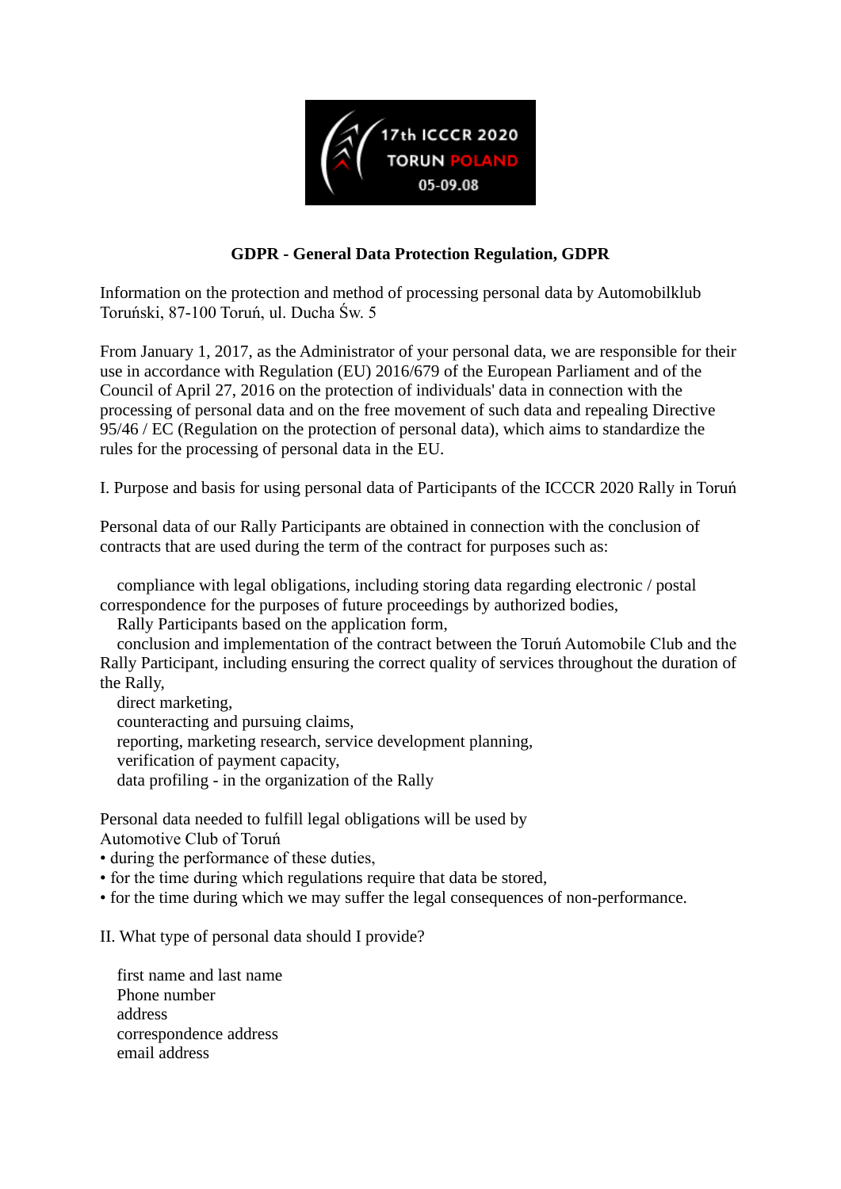17th ICCCR 2020
TORUN POLAND
05-09.08

**GDPR - General Data Protection Regulation, GDPR**

Information on the protection and method of processing personal data by Automobilklub Toruński, 87-100 Toruń, ul. Ducha Św. 5

From January 1, 2017, as the Administrator of your personal data, we are responsible for their use in accordance with Regulation (EU) 2016/679 of the European Parliament and of the Council of April 27, 2016 on the protection of individuals' data in connection with the processing of personal data and on the free movement of such data and repealing Directive 95/46 / EC (Regulation on the protection of personal data), which aims to standardize the rules for the processing of personal data in the EU.

I. Purpose and basis for using personal data of Participants of the ICCCR 2020 Rally in Toruń

Personal data of our Rally Participants are obtained in connection with the conclusion of contracts that are used during the term of the contract for purposes such as:

- compliance with legal obligations, including storing data regarding electronic / postal correspondence for the purposes of future proceedings by authorized bodies,
- Rally Participants based on the application form,
- conclusion and implementation of the contract between the Toruń Automobile Club and the Rally Participant, including ensuring the correct quality of services throughout the duration of the Rally,
- direct marketing,
- counteracting and pursuing claims,
- reporting, marketing research, service development planning,
- verification of payment capacity,
- data profiling - in the organization of the Rally

Personal data needed to fulfill legal obligations will be used by Automotive Club of Toruń

- during the performance of these duties,
- for the time during which regulations require that data be stored,
- for the time during which we may suffer the legal consequences of non-performance.

II. What type of personal data should I provide?

- first name and last name
- Phone number
- address
- correspondence address
- email address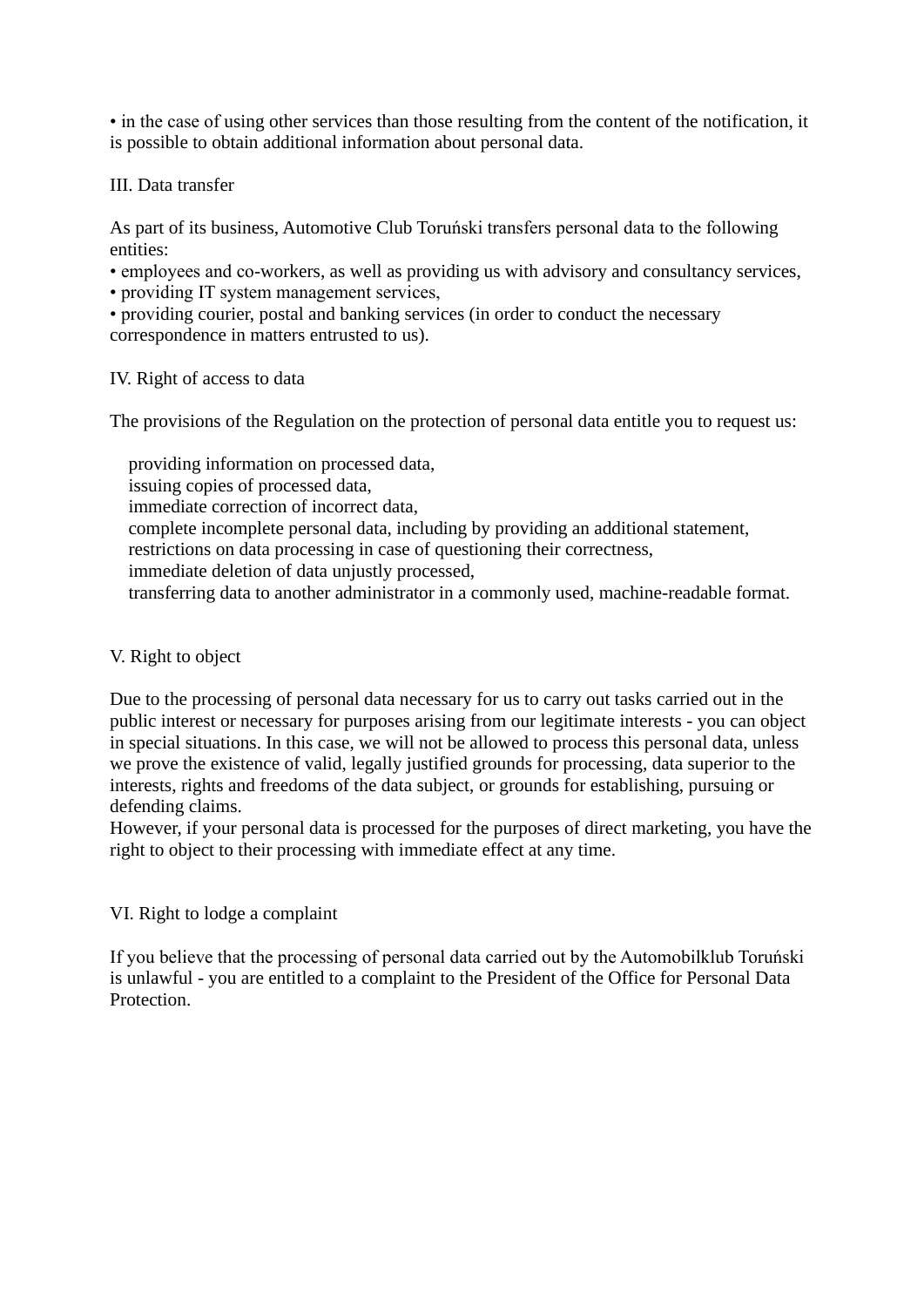• in the case of using other services than those resulting from the content of the notification, it is possible to obtain additional information about personal data.

## III. Data transfer

As part of its business, Automotive Club Toruński transfers personal data to the following entities:

• employees and co-workers, as well as providing us with advisory and consultancy services,
• providing IT system management services,
• providing courier, postal and banking services (in order to conduct the necessary correspondence in matters entrusted to us).

## IV. Right of access to data

The provisions of the Regulation on the protection of personal data entitle you to request us:

- providing information on processed data,
- issuing copies of processed data,
- immediate correction of incorrect data,
- complete incomplete personal data, including by providing an additional statement,
- restrictions on data processing in case of questioning their correctness,
- immediate deletion of data unjustly processed,
- transferring data to another administrator in a commonly used, machine-readable format.

## V. Right to object

Due to the processing of personal data necessary for us to carry out tasks carried out in the public interest or necessary for purposes arising from our legitimate interests - you can object in special situations. In this case, we will not be allowed to process this personal data, unless we prove the existence of valid, legally justified grounds for processing, data superior to the interests, rights and freedoms of the data subject, or grounds for establishing, pursuing or defending claims.

However, if your personal data is processed for the purposes of direct marketing, you have the right to object to their processing with immediate effect at any time.

## VI. Right to lodge a complaint

If you believe that the processing of personal data carried out by the Automobilklub Toruński is unlawful - you are entitled to a complaint to the President of the Office for Personal Data Protection.